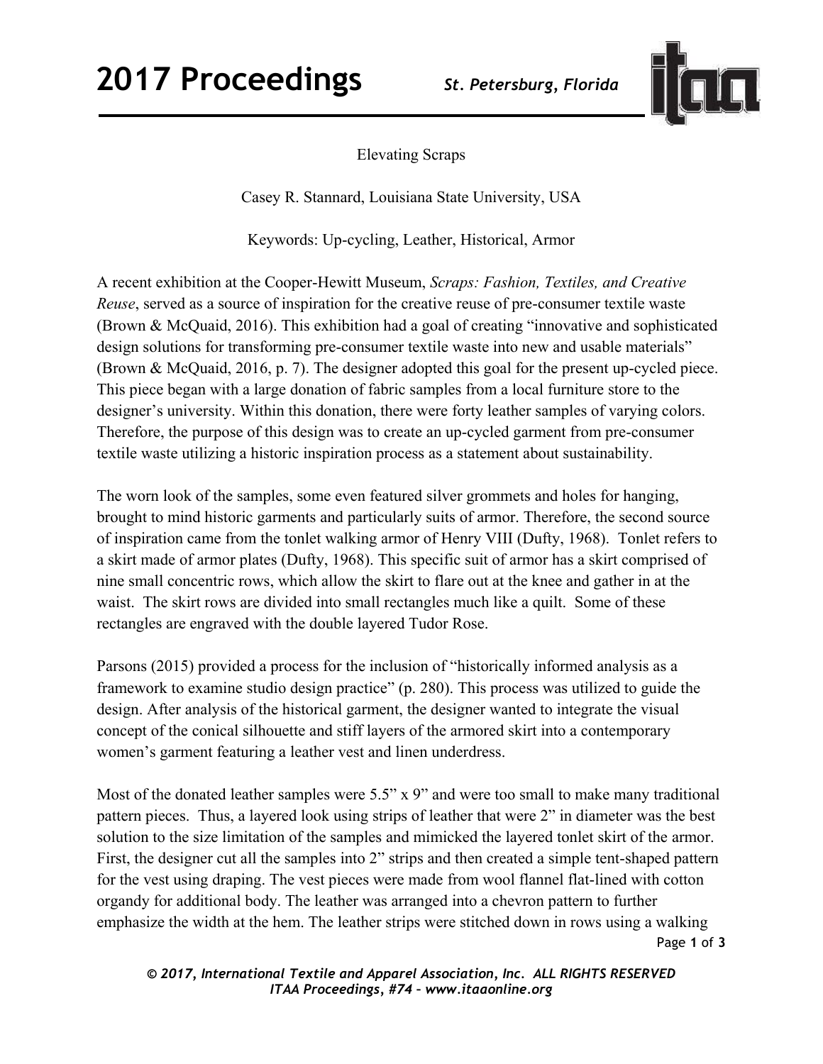# Elevating Scraps

Casey R. Stannard, Louisiana State University, USA

Keywords: Up-cycling, Leather, Historical, Armor

A recent exhibition at the Cooper-Hewitt Museum, *Scraps: Fashion, Textiles, and Creative Reuse*, served as a source of inspiration for the creative reuse of pre-consumer textile waste (Brown & McQuaid, 2016). This exhibition had a goal of creating "innovative and sophisticated design solutions for transforming pre-consumer textile waste into new and usable materials" (Brown & McQuaid, 2016, p. 7). The designer adopted this goal for the present up-cycled piece. This piece began with a large donation of fabric samples from a local furniture store to the designer's university. Within this donation, there were forty leather samples of varying colors. Therefore, the purpose of this design was to create an up-cycled garment from pre-consumer textile waste utilizing a historic inspiration process as a statement about sustainability.

The worn look of the samples, some even featured silver grommets and holes for hanging, brought to mind historic garments and particularly suits of armor. Therefore, the second source of inspiration came from the tonlet walking armor of Henry VIII (Dufty, 1968). Tonlet refers to a skirt made of armor plates (Dufty, 1968). This specific suit of armor has a skirt comprised of nine small concentric rows, which allow the skirt to flare out at the knee and gather in at the waist. The skirt rows are divided into small rectangles much like a quilt. Some of these rectangles are engraved with the double layered Tudor Rose.

Parsons (2015) provided a process for the inclusion of "historically informed analysis as a framework to examine studio design practice" (p. 280). This process was utilized to guide the design. After analysis of the historical garment, the designer wanted to integrate the visual concept of the conical silhouette and stiff layers of the armored skirt into a contemporary women's garment featuring a leather vest and linen underdress.

Most of the donated leather samples were 5.5" x 9" and were too small to make many traditional pattern pieces. Thus, a layered look using strips of leather that were 2" in diameter was the best solution to the size limitation of the samples and mimicked the layered tonlet skirt of the armor. First, the designer cut all the samples into 2" strips and then created a simple tent-shaped pattern for the vest using draping. The vest pieces were made from wool flannel flat-lined with cotton organdy for additional body. The leather was arranged into a chevron pattern to further emphasize the width at the hem. The leather strips were stitched down in rows using a walking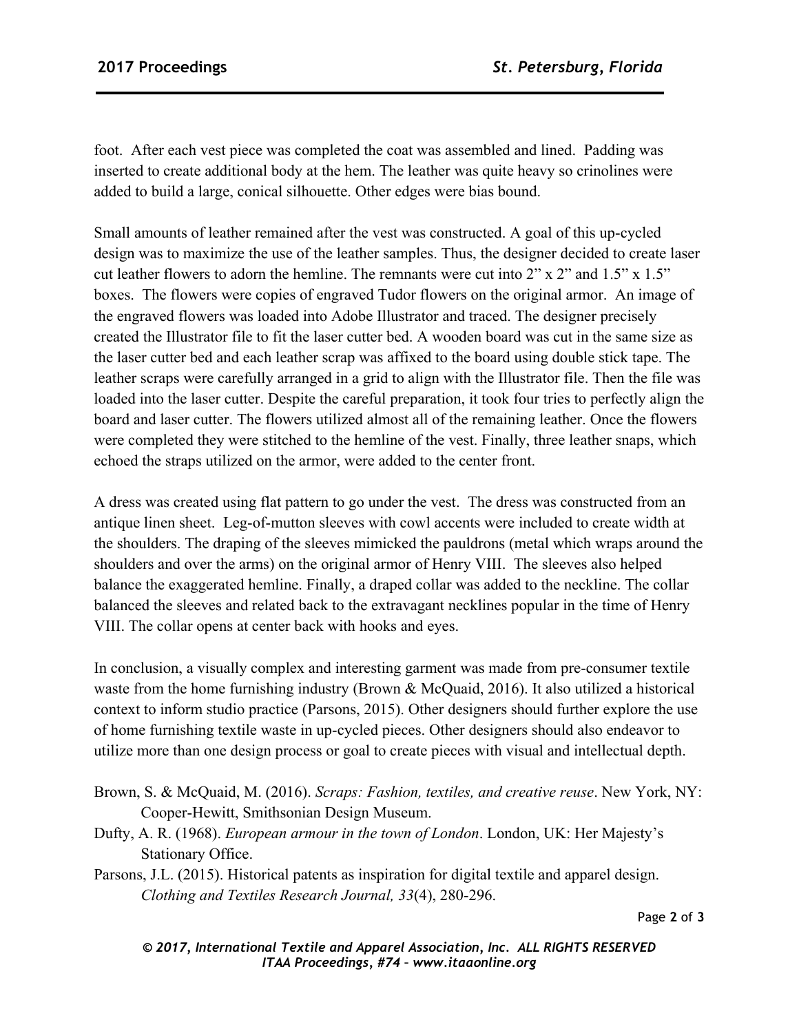foot. After each vest piece was completed the coat was assembled and lined. Padding was inserted to create additional body at the hem. The leather was quite heavy so crinolines were added to build a large, conical silhouette. Other edges were bias bound.

Small amounts of leather remained after the vest was constructed. A goal of this up-cycled design was to maximize the use of the leather samples. Thus, the designer decided to create laser cut leather flowers to adorn the hemline. The remnants were cut into 2" x 2" and 1.5" x 1.5" boxes. The flowers were copies of engraved Tudor flowers on the original armor. An image of the engraved flowers was loaded into Adobe Illustrator and traced. The designer precisely created the Illustrator file to fit the laser cutter bed. A wooden board was cut in the same size as the laser cutter bed and each leather scrap was affixed to the board using double stick tape. The leather scraps were carefully arranged in a grid to align with the Illustrator file. Then the file was loaded into the laser cutter. Despite the careful preparation, it took four tries to perfectly align the board and laser cutter. The flowers utilized almost all of the remaining leather. Once the flowers were completed they were stitched to the hemline of the vest. Finally, three leather snaps, which echoed the straps utilized on the armor, were added to the center front.

A dress was created using flat pattern to go under the vest. The dress was constructed from an antique linen sheet. Leg-of-mutton sleeves with cowl accents were included to create width at the shoulders. The draping of the sleeves mimicked the pauldrons (metal which wraps around the shoulders and over the arms) on the original armor of Henry VIII. The sleeves also helped balance the exaggerated hemline. Finally, a draped collar was added to the neckline. The collar balanced the sleeves and related back to the extravagant necklines popular in the time of Henry VIII. The collar opens at center back with hooks and eyes.

In conclusion, a visually complex and interesting garment was made from pre-consumer textile waste from the home furnishing industry (Brown & McQuaid, 2016). It also utilized a historical context to inform studio practice (Parsons, 2015). Other designers should further explore the use of home furnishing textile waste in up-cycled pieces. Other designers should also endeavor to utilize more than one design process or goal to create pieces with visual and intellectual depth.

Brown, S. & McQuaid, M. (2016). *Scraps: Fashion, textiles, and creative reuse*. New York, NY: Cooper-Hewitt, Smithsonian Design Museum.

Dufty, A. R. (1968). *European armour in the town of London*. London, UK: Her Majesty's Stationary Office.

Parsons, J.L. (2015). Historical patents as inspiration for digital textile and apparel design. *Clothing and Textiles Research Journal, 33*(4), 280-296.